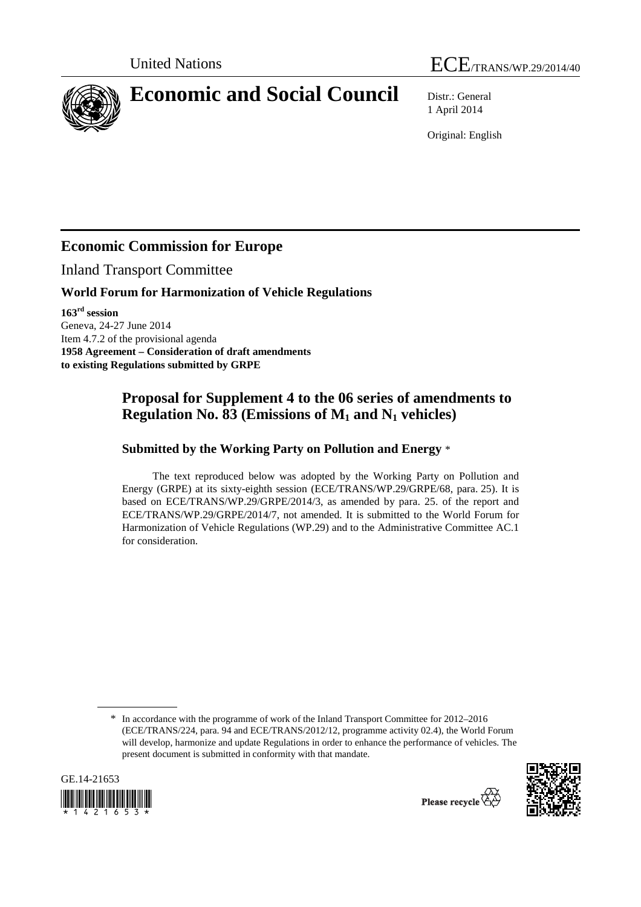United Nations ECE/TRANS/WP.29/2014/40

# Economic and Social Council

Distr.: General
1 April 2014

Original: English

## Economic Commission for Europe

Inland Transport Committee

### World Forum for Harmonization of Vehicle Regulations

**163rd session**
Geneva, 24-27 June 2014
Item 4.7.2 of the provisional agenda
**1958 Agreement – Consideration of draft amendments to existing Regulations submitted by GRPE**

## Proposal for Supplement 4 to the 06 series of amendments to Regulation No. 83 (Emissions of $M_1$ and $N_1$ vehicles)

### Submitted by the Working Party on Pollution and Energy *

The text reproduced below was adopted by the Working Party on Pollution and Energy (GRPE) at its sixty-eighth session (ECE/TRANS/WP.29/GRPE/68, para. 25). It is based on ECE/TRANS/WP.29/GRPE/2014/3, as amended by para. 25. of the report and ECE/TRANS/WP.29/GRPE/2014/7, not amended. It is submitted to the World Forum for Harmonization of Vehicle Regulations (WP.29) and to the Administrative Committee AC.1 for consideration.

* In accordance with the programme of work of the Inland Transport Committee for 2012–2016 (ECE/TRANS/224, para. 94 and ECE/TRANS/2012/12, programme activity 02.4), the World Forum will develop, harmonize and update Regulations in order to enhance the performance of vehicles. The present document is submitted in conformity with that mandate.

GE.14-21653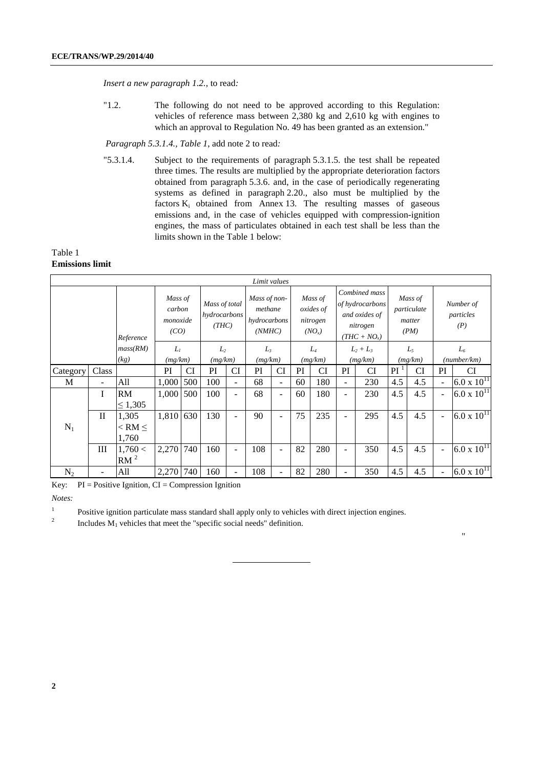*Insert a new paragraph 1.2.*, to read*:*

"1.2. The following do not need to be approved according to this Regulation: vehicles of reference mass between 2,380 kg and 2,610 kg with engines to which an approval to Regulation No. 49 has been granted as an extension."

*Paragraph 5.3.1.4., Table 1*, add note 2 to read*:*

"5.3.1.4. Subject to the requirements of paragraph 5.3.1.5. the test shall be repeated three times. The results are multiplied by the appropriate deterioration factors obtained from paragraph 5.3.6. and, in the case of periodically regenerating systems as defined in paragraph 2.20., also must be multiplied by the factors $K_i$ obtained from Annex 13. The resulting masses of gaseous emissions and, in the case of vehicles equipped with compression-ignition engines, the mass of particulates obtained in each test shall be less than the limits shown in the Table 1 below:

Table 1
**Emissions limit**

| | | | *Limit values* | | | | | | | | | | | | | |
|---|---|---|---|---|---|---|---|---|---|---|---|---|---|---|---|---|
| | | *Reference mass(RM) (kg)* | *Mass of carbon monoxide (CO)* $L_1$ *(mg/km)* | | *Mass of total hydrocarbons (THC)* $L_2$ *(mg/km)* | | *Mass of non-methane hydrocarbons (NMHC)* $L_3$ *(mg/km)* | | *Mass of oxides of nitrogen* $(NO_x)$ $L_4$ *(mg/km)* | | *Combined mass of hydrocarbons and oxides of nitrogen* $(THC + NO_x)$ $L_2 + L_3$ *(mg/km)* | | *Mass of particulate matter (PM)* $L_5$ *(mg/km)* | | *Number of particles (P)* $L_6$ *(number/km)* | |
| Category | Class | | PI | CI | PI | CI | PI | CI | PI | CI | PI | CI | PI [1] | CI | PI | CI |
| M | - | All | 1,000 | 500 | 100 | - | 68 | - | 60 | 180 | - | 230 | 4.5 | 4.5 | - | $6.0 \times 10^{11}$ |
| $N_1$ | I | RM ≤ 1,305 | 1,000 | 500 | 100 | - | 68 | - | 60 | 180 | - | 230 | 4.5 | 4.5 | - | $6.0 \times 10^{11}$ |
| | II | 1,305 < RM ≤ 1,760 | 1,810 | 630 | 130 | - | 90 | - | 75 | 235 | - | 295 | 4.5 | 4.5 | - | $6.0 \times 10^{11}$ |
| | III | 1,760 < RM [2] | 2,270 | 740 | 160 | - | 108 | - | 82 | 280 | - | 350 | 4.5 | 4.5 | - | $6.0 \times 10^{11}$ |
| $N_2$ | - | All | 2,270 | 740 | 160 | - | 108 | - | 82 | 280 | - | 350 | 4.5 | 4.5 | - | $6.0 \times 10^{11}$ |

Key: PI = Positive Ignition, CI = Compression Ignition

*Notes:*

[1] Positive ignition particulate mass standard shall apply only to vehicles with direct injection engines.

[2] Includes $M_1$ vehicles that meet the "specific social needs" definition.

"